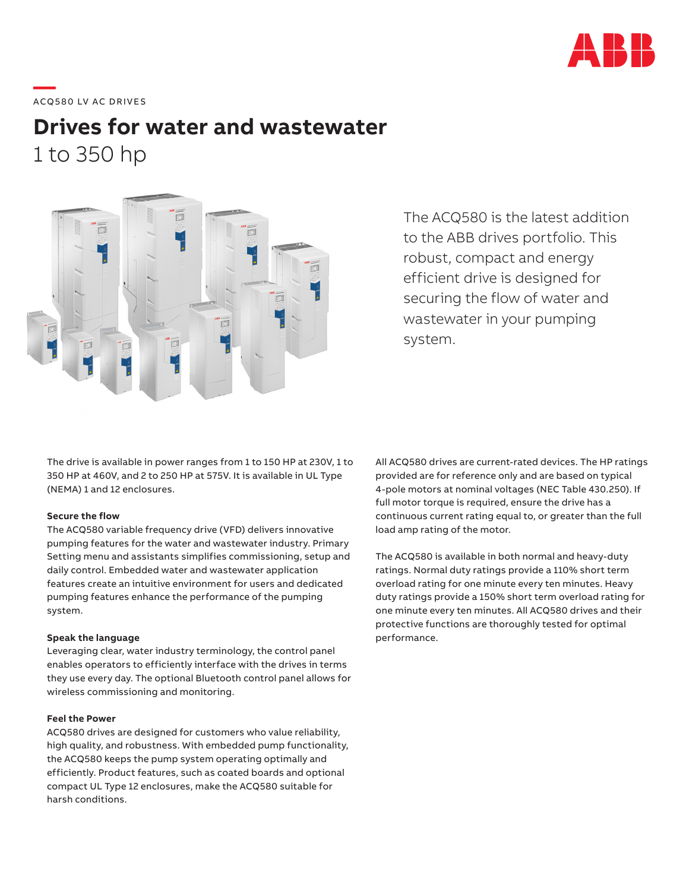ACQ580 LV AC DRIVES

# Drives for water and wastewater

1 to 350 hp

The ACQ580 is the latest addition to the ABB drives portfolio. This robust, compact and energy efficient drive is designed for securing the flow of water and wastewater in your pumping system.

The drive is available in power ranges from 1 to 150 HP at 230V, 1 to 350 HP at 460V, and 2 to 250 HP at 575V. It is available in UL Type (NEMA) 1 and 12 enclosures.

**Secure the flow**

The ACQ580 variable frequency drive (VFD) delivers innovative pumping features for the water and wastewater industry. Primary Setting menu and assistants simplifies commissioning, setup and daily control. Embedded water and wastewater application features create an intuitive environment for users and dedicated pumping features enhance the performance of the pumping system.

**Speak the language**

Leveraging clear, water industry terminology, the control panel enables operators to efficiently interface with the drives in terms they use every day. The optional Bluetooth control panel allows for wireless commissioning and monitoring.

**Feel the Power**

ACQ580 drives are designed for customers who value reliability, high quality, and robustness. With embedded pump functionality, the ACQ580 keeps the pump system operating optimally and efficiently. Product features, such as coated boards and optional compact UL Type 12 enclosures, make the ACQ580 suitable for harsh conditions.

All ACQ580 drives are current-rated devices. The HP ratings provided are for reference only and are based on typical 4-pole motors at nominal voltages (NEC Table 430.250). If full motor torque is required, ensure the drive has a continuous current rating equal to, or greater than the full load amp rating of the motor.

The ACQ580 is available in both normal and heavy-duty ratings. Normal duty ratings provide a 110% short term overload rating for one minute every ten minutes. Heavy duty ratings provide a 150% short term overload rating for one minute every ten minutes. All ACQ580 drives and their protective functions are thoroughly tested for optimal performance.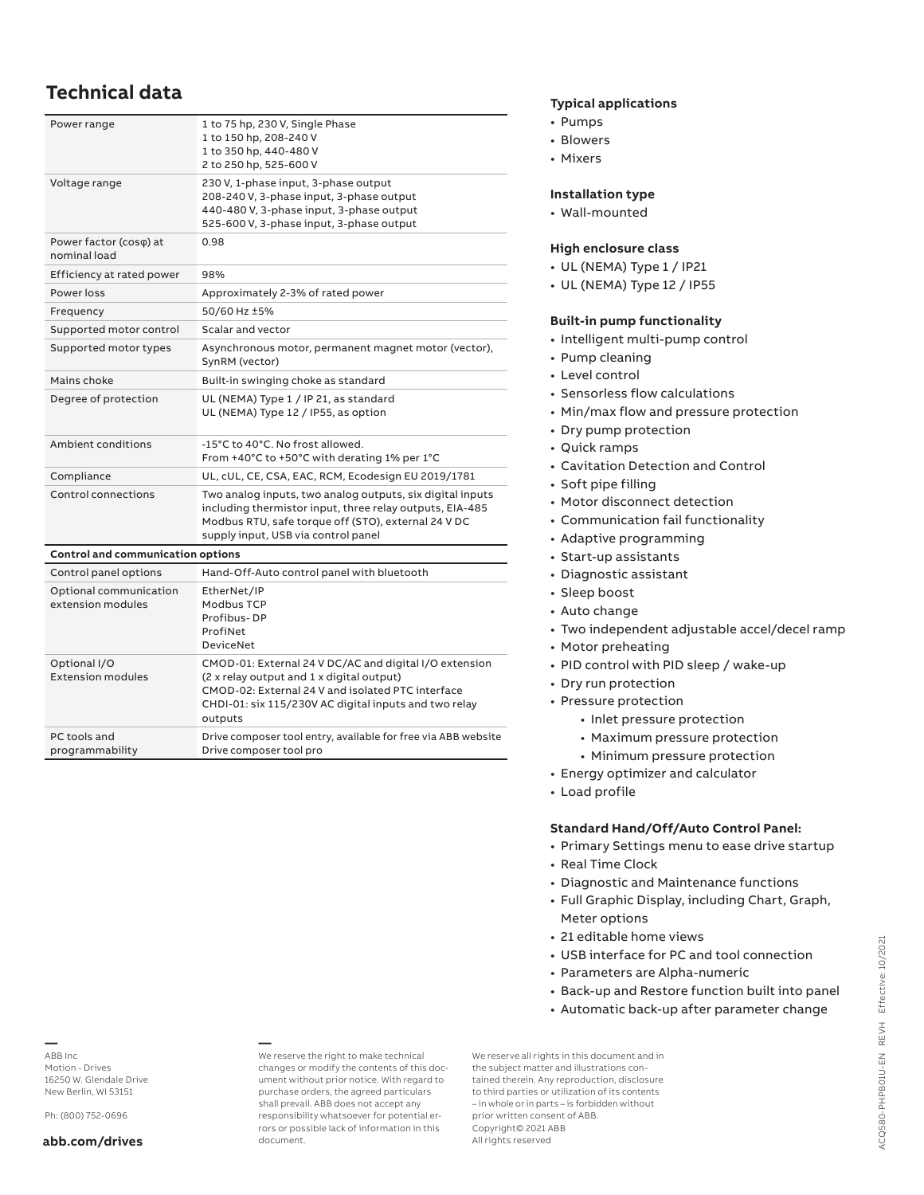## Technical data

| | |
|---|---|
| Power range | 1 to 75 hp, 230 V, Single Phase<br>1 to 150 hp, 208-240 V<br>1 to 350 hp, 440-480 V<br>2 to 250 hp, 525-600 V |
| Voltage range | 230 V, 1-phase input, 3-phase output<br>208-240 V, 3-phase input, 3-phase output<br>440-480 V, 3-phase input, 3-phase output<br>525-600 V, 3-phase input, 3-phase output |
| Power factor (cosφ) at nominal load | 0.98 |
| Efficiency at rated power | 98% |
| Power loss | Approximately 2-3% of rated power |
| Frequency | 50/60 Hz ±5% |
| Supported motor control | Scalar and vector |
| Supported motor types | Asynchronous motor, permanent magnet motor (vector), SynRM (vector) |
| Mains choke | Built-in swinging choke as standard |
| Degree of protection | UL (NEMA) Type 1 / IP 21, as standard<br>UL (NEMA) Type 12 / IP55, as option |
| Ambient conditions | -15°C to 40°C. No frost allowed.<br>From +40°C to +50°C with derating 1% per 1°C |
| Compliance | UL, cUL, CE, CSA, EAC, RCM, Ecodesign EU 2019/1781 |
| Control connections | Two analog inputs, two analog outputs, six digital inputs including thermistor input, three relay outputs, EIA-485 Modbus RTU, safe torque off (STO), external 24 V DC supply input, USB via control panel |
| **Control and communication options** | |
| Control panel options | Hand-Off-Auto control panel with bluetooth |
| Optional communication extension modules | EtherNet/IP<br>Modbus TCP<br>Profibus- DP<br>ProfiNet<br>DeviceNet |
| Optional I/O Extension modules | CMOD-01: External 24 V DC/AC and digital I/O extension (2 x relay output and 1 x digital output)<br>CMOD-02: External 24 V and isolated PTC interface<br>CHDI-01: six 115/230V AC digital inputs and two relay outputs |
| PC tools and programmability | Drive composer tool entry, available for free via ABB website<br>Drive composer tool pro |

**Typical applications**
- Pumps
- Blowers
- Mixers

**Installation type**
- Wall-mounted

**High enclosure class**
- UL (NEMA) Type 1 / IP21
- UL (NEMA) Type 12 / IP55

**Built-in pump functionality**
- Intelligent multi-pump control
- Pump cleaning
- Level control
- Sensorless flow calculations
- Min/max flow and pressure protection
- Dry pump protection
- Quick ramps
- Cavitation Detection and Control
- Soft pipe filling
- Motor disconnect detection
- Communication fail functionality
- Adaptive programming
- Start-up assistants
- Diagnostic assistant
- Sleep boost
- Auto change
- Two independent adjustable accel/decel ramp
- Motor preheating
- PID control with PID sleep / wake-up
- Dry run protection
- Pressure protection
  - Inlet pressure protection
  - Maximum pressure protection
  - Minimum pressure protection
- Energy optimizer and calculator
- Load profile

**Standard Hand/Off/Auto Control Panel:**
- Primary Settings menu to ease drive startup
- Real Time Clock
- Diagnostic and Maintenance functions
- Full Graphic Display, including Chart, Graph, Meter options
- 21 editable home views
- USB interface for PC and tool connection
- Parameters are Alpha-numeric
- Back-up and Restore function built into panel
- Automatic back-up after parameter change

ABB Inc
Motion - Drives
16250 W. Glendale Drive
New Berlin, WI 53151

Ph: (800) 752-0696

**abb.com/drives**

We reserve the right to make technical changes or modify the contents of this document without prior notice. With regard to purchase orders, the agreed particulars shall prevail. ABB does not accept any responsibility whatsoever for potential errors or possible lack of information in this document.

We reserve all rights in this document and in the subject matter and illustrations contained therein. Any reproduction, disclosure to third parties or utilization of its contents – in whole or in parts – is forbidden without prior written consent of ABB.
Copyright© 2021 ABB
All rights reserved

ACQ580-PHPB01U-EN REVH Effective: 10/2021